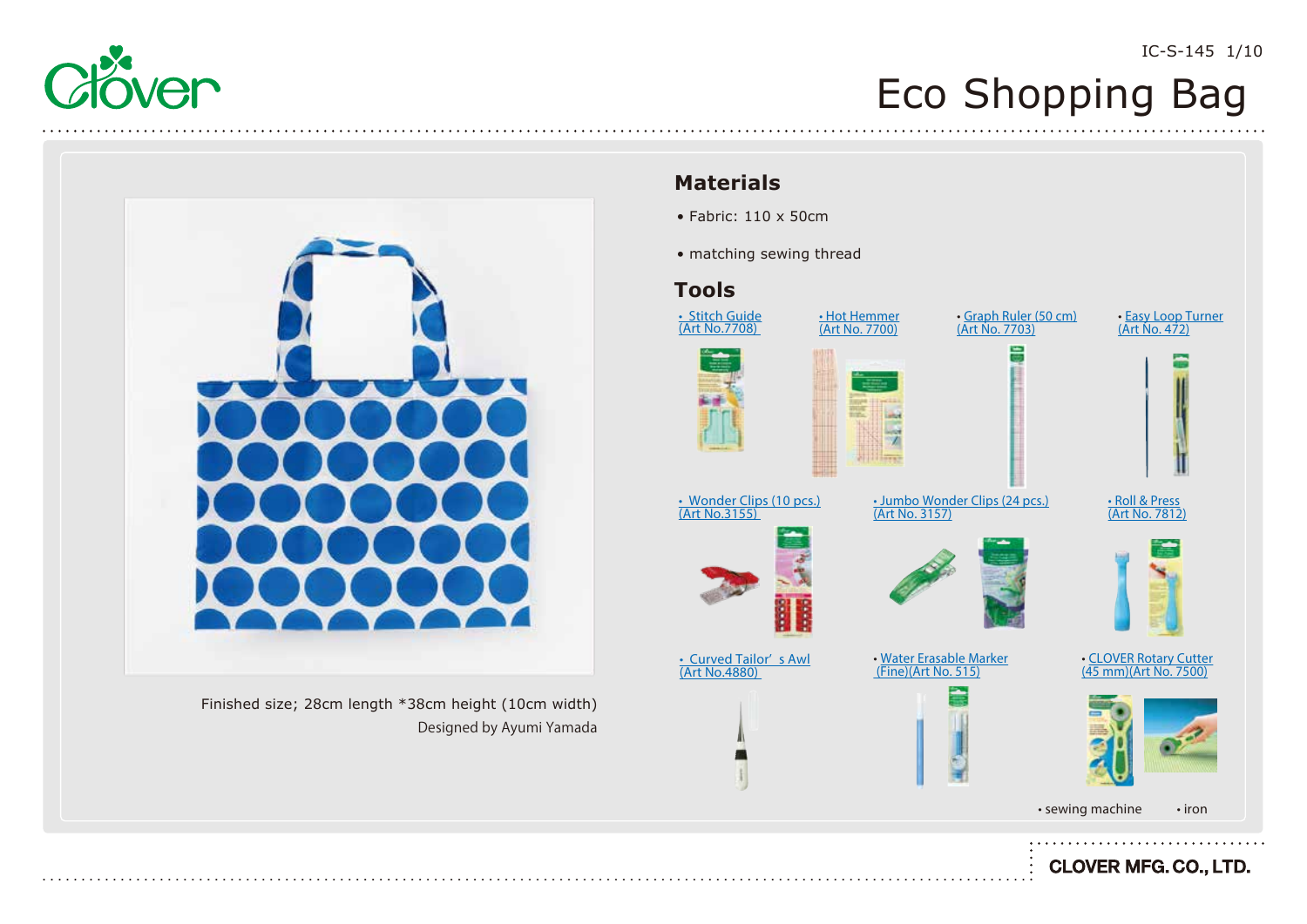# Eco Shopping Bag

Finished size; 28cm length *38cm height (10cm width)

Designed by Ayumi Yamada

## Materials

- Fabric: 110 x 50cm
- matching sewing thread

## Tools

- Stitch Guide (Art No.7708)
- Hot Hemmer (Art No. 7700)
- Graph Ruler (50 cm) (Art No. 7703)
- Easy Loop Turner (Art No. 472)
- Wonder Clips (10 pcs.) (Art No.3155)
- Jumbo Wonder Clips (24 pcs.) (Art No. 3157)
- Roll & Press (Art No. 7812)
- Curved Tailor's Awl (Art No.4880)
- Water Erasable Marker (Fine)(Art No. 515)
- CLOVER Rotary Cutter (45 mm)(Art No. 7500)
- sewing machine
- iron

CLOVER MFG. CO., LTD.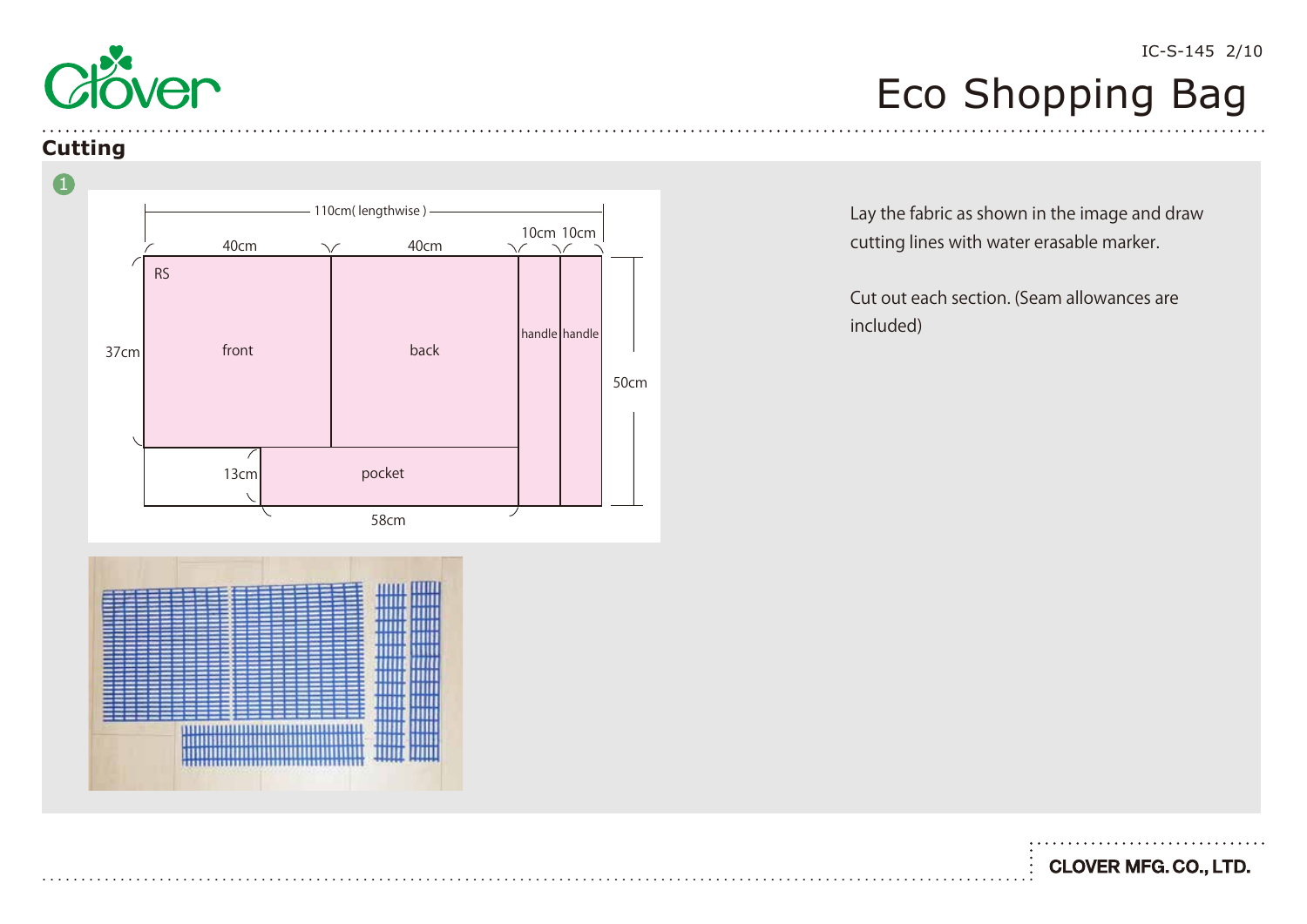# Eco Shopping Bag

## Cutting

1

110cm( lengthwise )

40cm 40cm 10cm 10cm

RS

37cm front back handle handle 50cm

13cm pocket

58cm

Lay the fabric as shown in the image and draw cutting lines with water erasable marker.

Cut out each section. (Seam allowances are included)

CLOVER MFG. CO., LTD.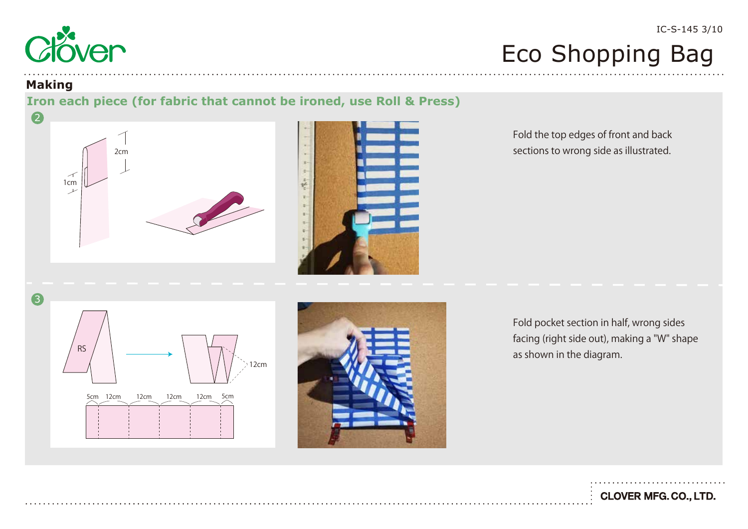# Eco Shopping Bag

## Making

**Iron each piece (for fabric that cannot be ironed, use Roll & Press)**

2

2cm

1cm

Fold the top edges of front and back sections to wrong side as illustrated.

3

RS

12cm

5cm 12cm 12cm 12cm 12cm 5cm

Fold pocket section in half, wrong sides facing (right side out), making a "W" shape as shown in the diagram.

CLOVER MFG. CO., LTD.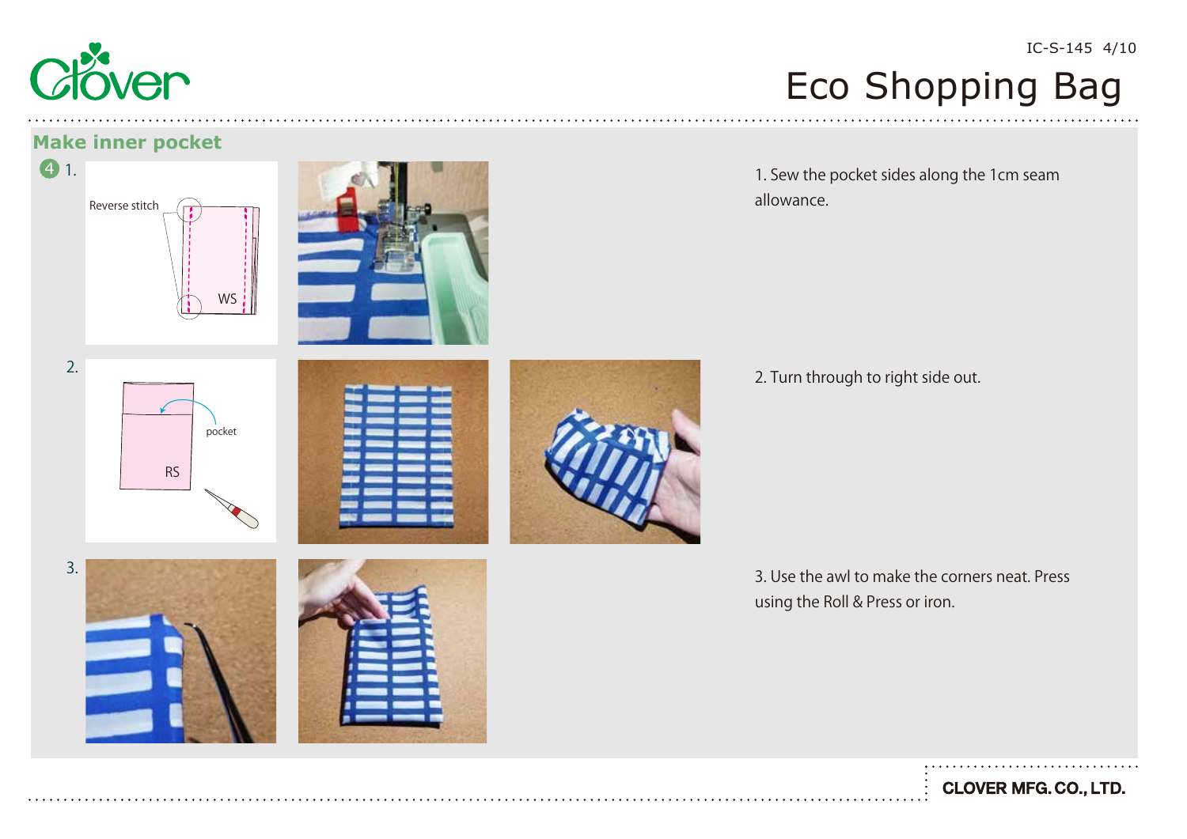# Eco Shopping Bag

## Make inner pocket

**4**

1. Sew the pocket sides along the 1cm seam allowance.

Reverse stitch

WS

2. Turn through to right side out.

pocket

RS

3. Use the awl to make the corners neat. Press using the Roll & Press or iron.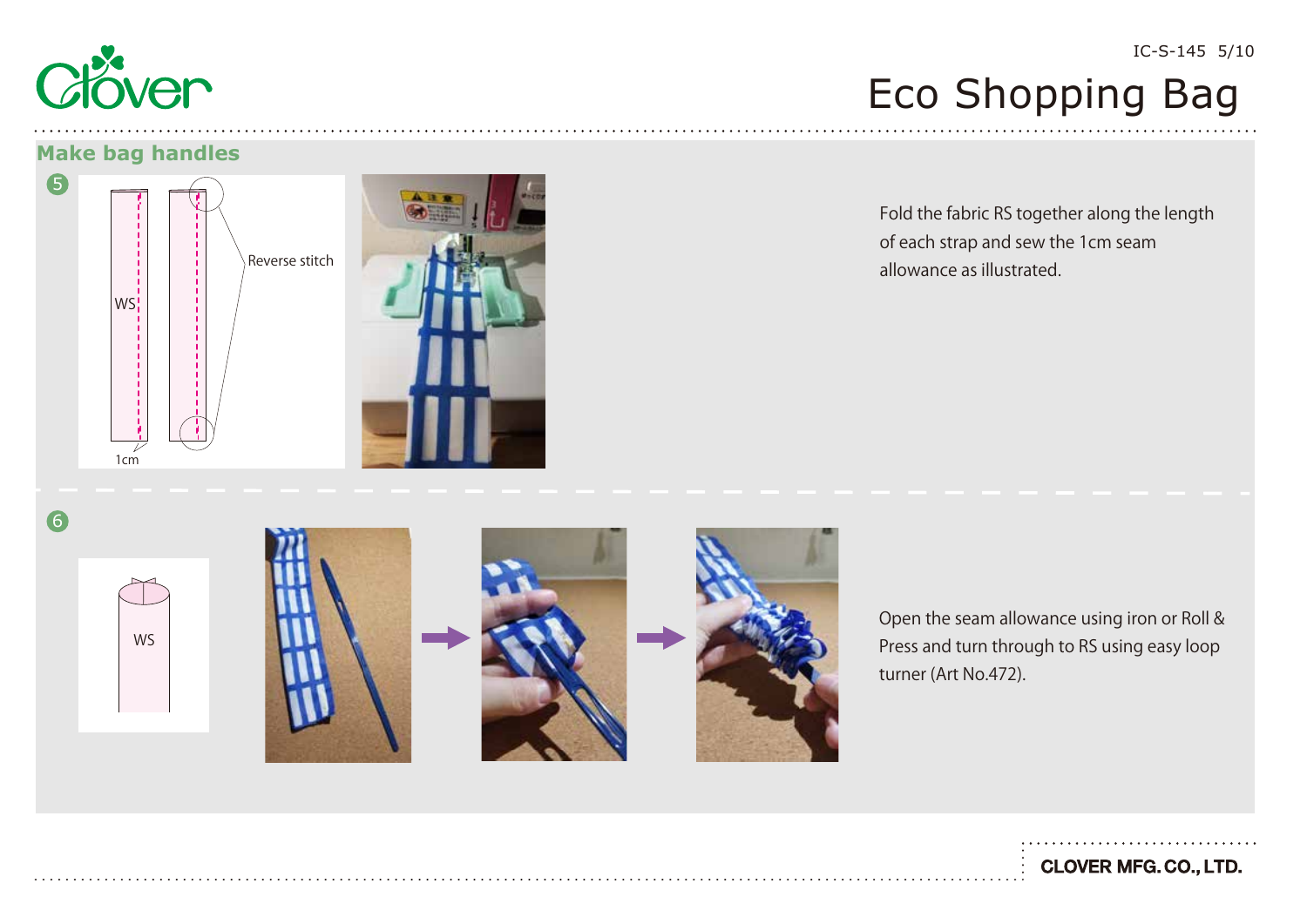# Eco Shopping Bag

## Make bag handles

**5**

WS

Reverse stitch

1cm

Fold the fabric RS together along the length of each strap and sew the 1cm seam allowance as illustrated.

**6**

WS

Open the seam allowance using iron or Roll & Press and turn through to RS using easy loop turner (Art No.472).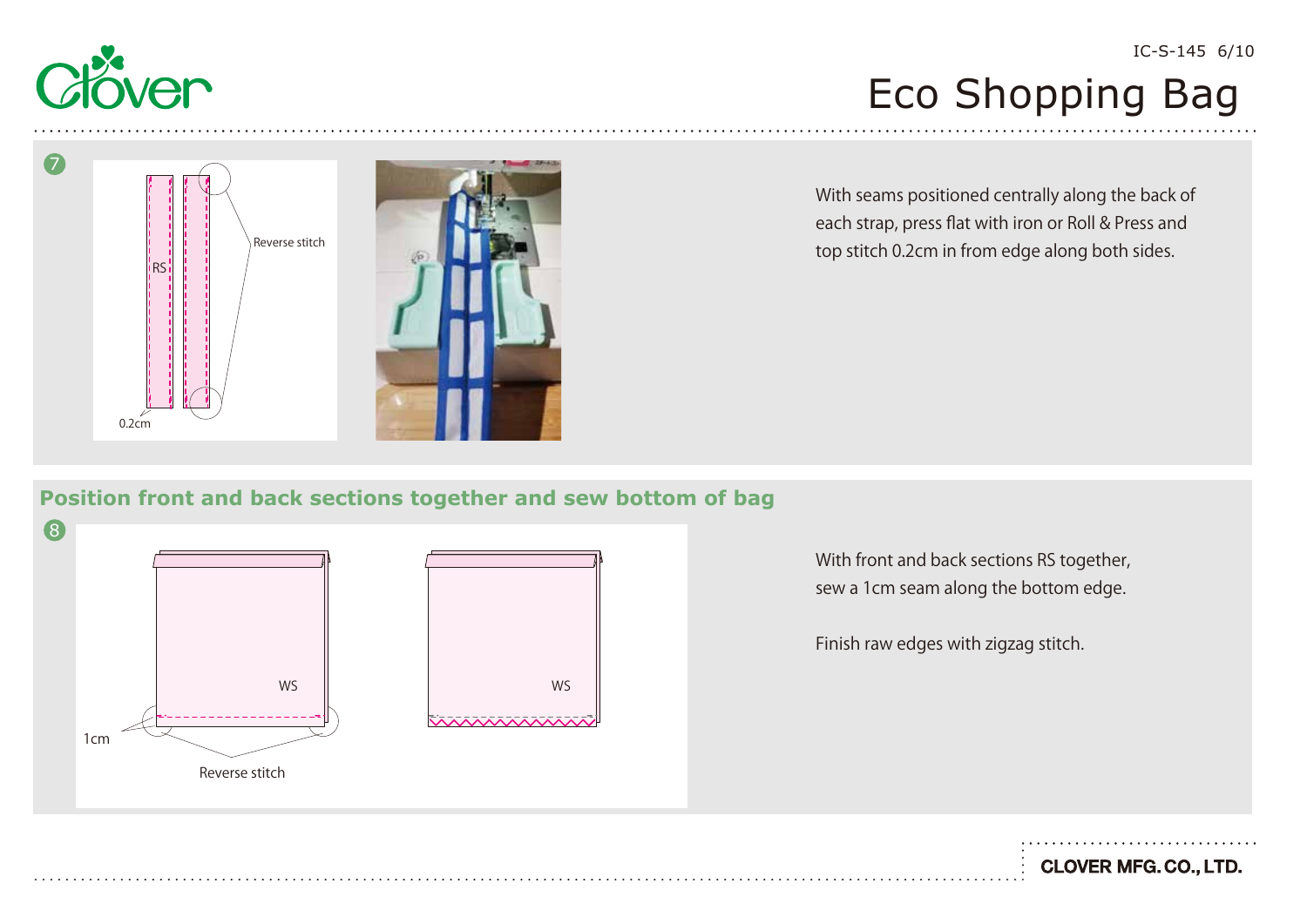7

RS

Reverse stitch

0.2cm

With seams positioned centrally along the back of each strap, press flat with iron or Roll & Press and top stitch 0.2cm in from edge along both sides.

## Position front and back sections together and sew bottom of bag

8

WS

1cm

Reverse stitch

WS

With front and back sections RS together, sew a 1cm seam along the bottom edge.

Finish raw edges with zigzag stitch.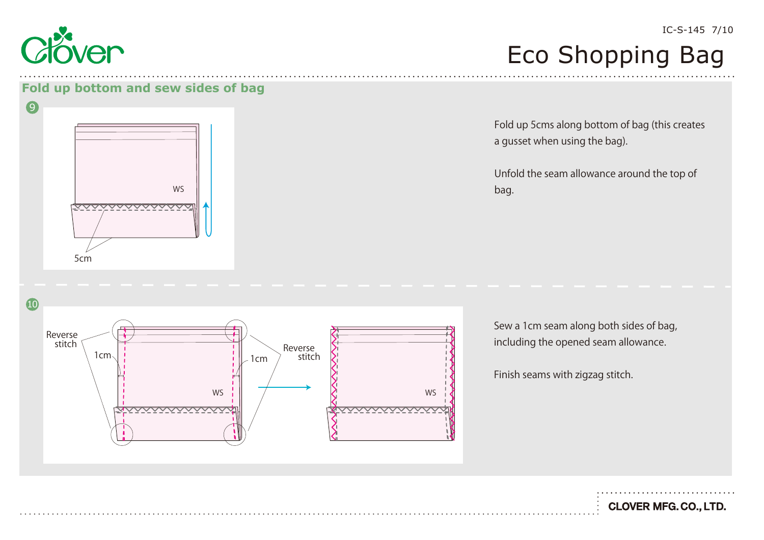## Fold up bottom and sew sides of bag

9

Fold up 5cms along bottom of bag (this creates a gusset when using the bag).

Unfold the seam allowance around the top of bag.

10

Sew a 1cm seam along both sides of bag, including the opened seam allowance.

Finish seams with zigzag stitch.

CLOVER MFG. CO., LTD.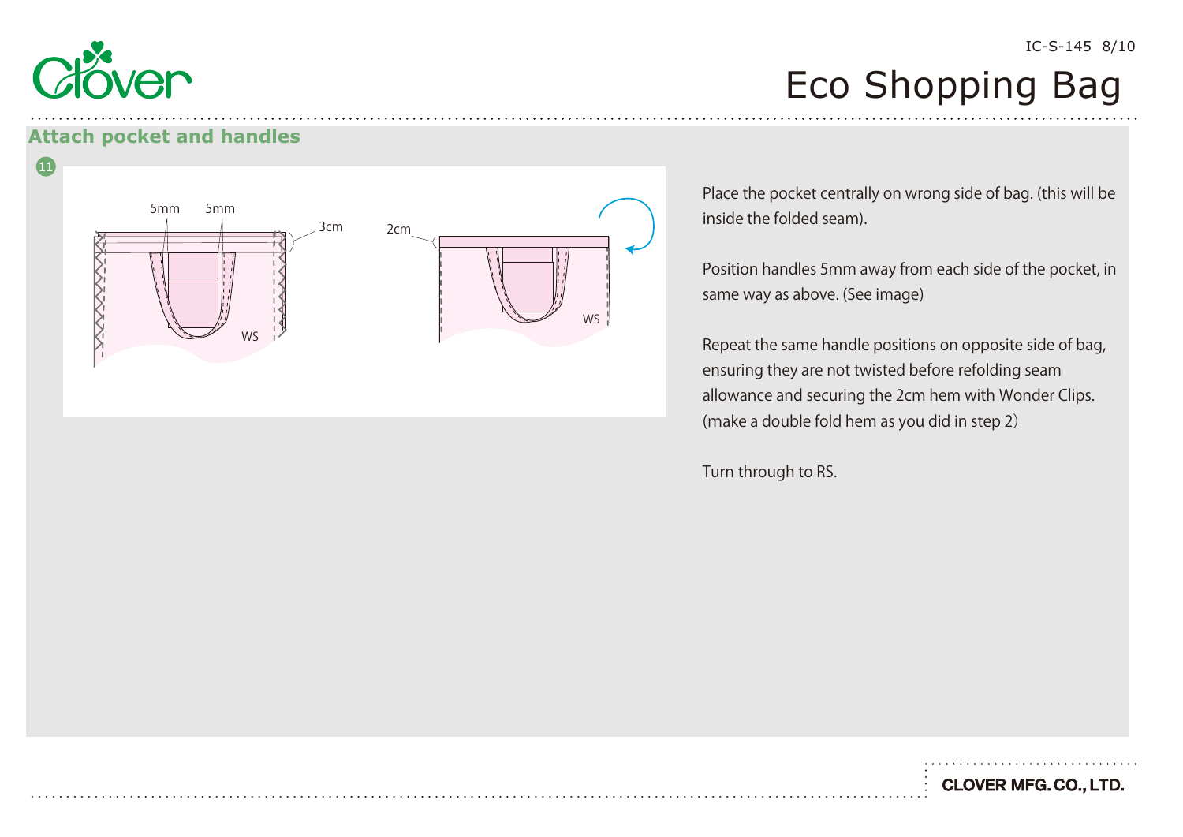## Attach pocket and handles

11

5mm 5mm 3cm 2cm WS WS

Place the pocket centrally on wrong side of bag. (this will be inside the folded seam).

Position handles 5mm away from each side of the pocket, in same way as above. (See image)

Repeat the same handle positions on opposite side of bag, ensuring they are not twisted before refolding seam allowance and securing the 2cm hem with Wonder Clips. (make a double fold hem as you did in step 2)

Turn through to RS.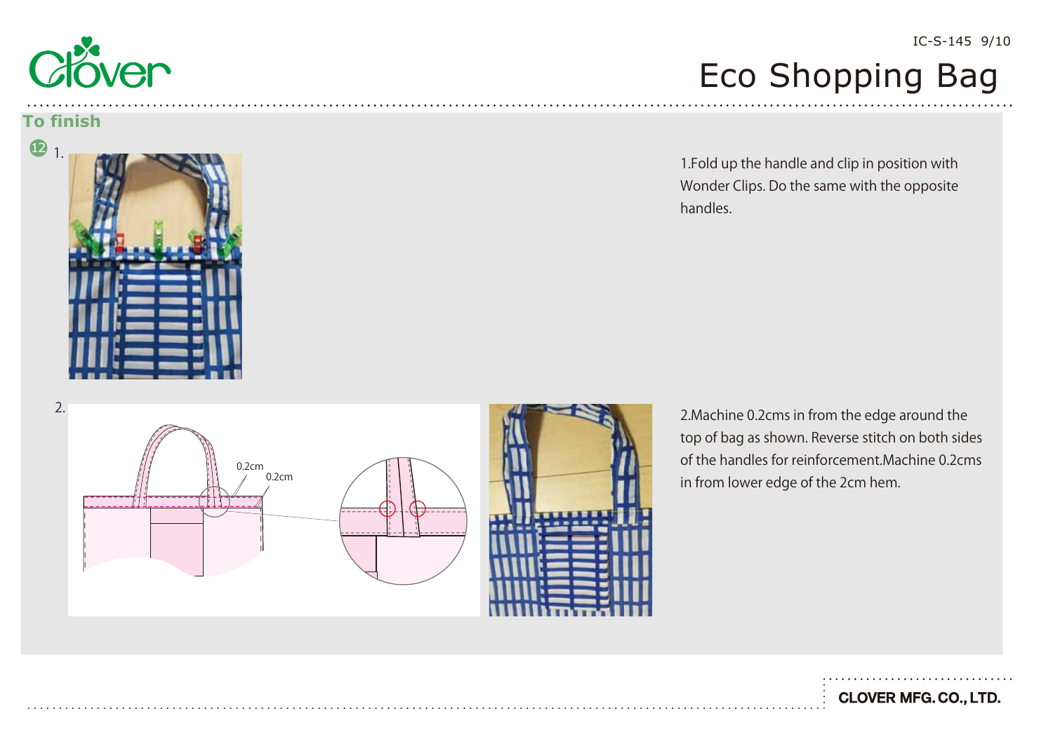## To finish

12

1. 

1.Fold up the handle and clip in position with Wonder Clips. Do the same with the opposite handles.

2. 

0.2cm

0.2cm

2.Machine 0.2cms in from the edge around the top of bag as shown. Reverse stitch on both sides of the handles for reinforcement.Machine 0.2cms in from lower edge of the 2cm hem.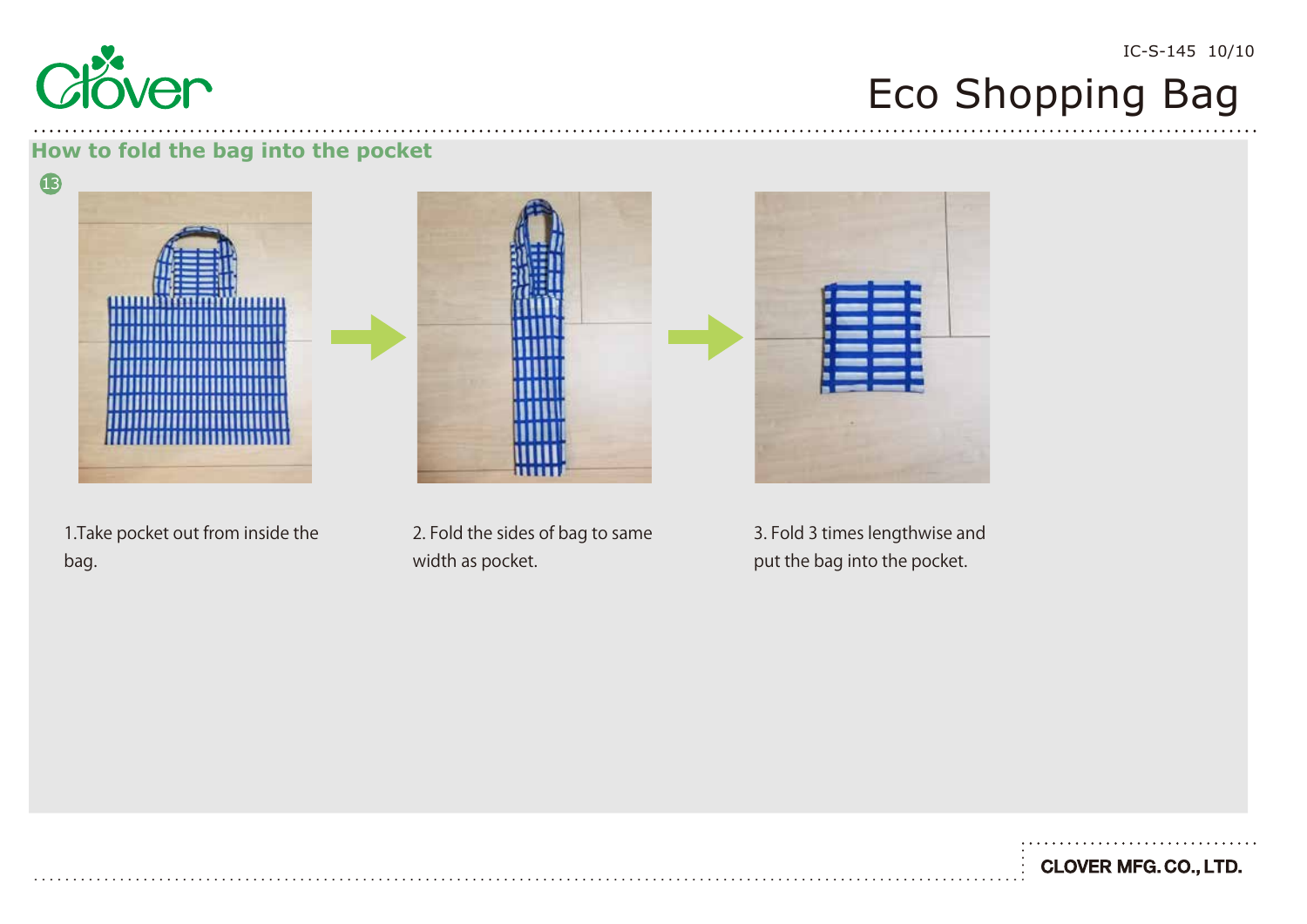## How to fold the bag into the pocket

⑬

1.Take pocket out from inside the bag.

2. Fold the sides of bag to same width as pocket.

3. Fold 3 times lengthwise and put the bag into the pocket.